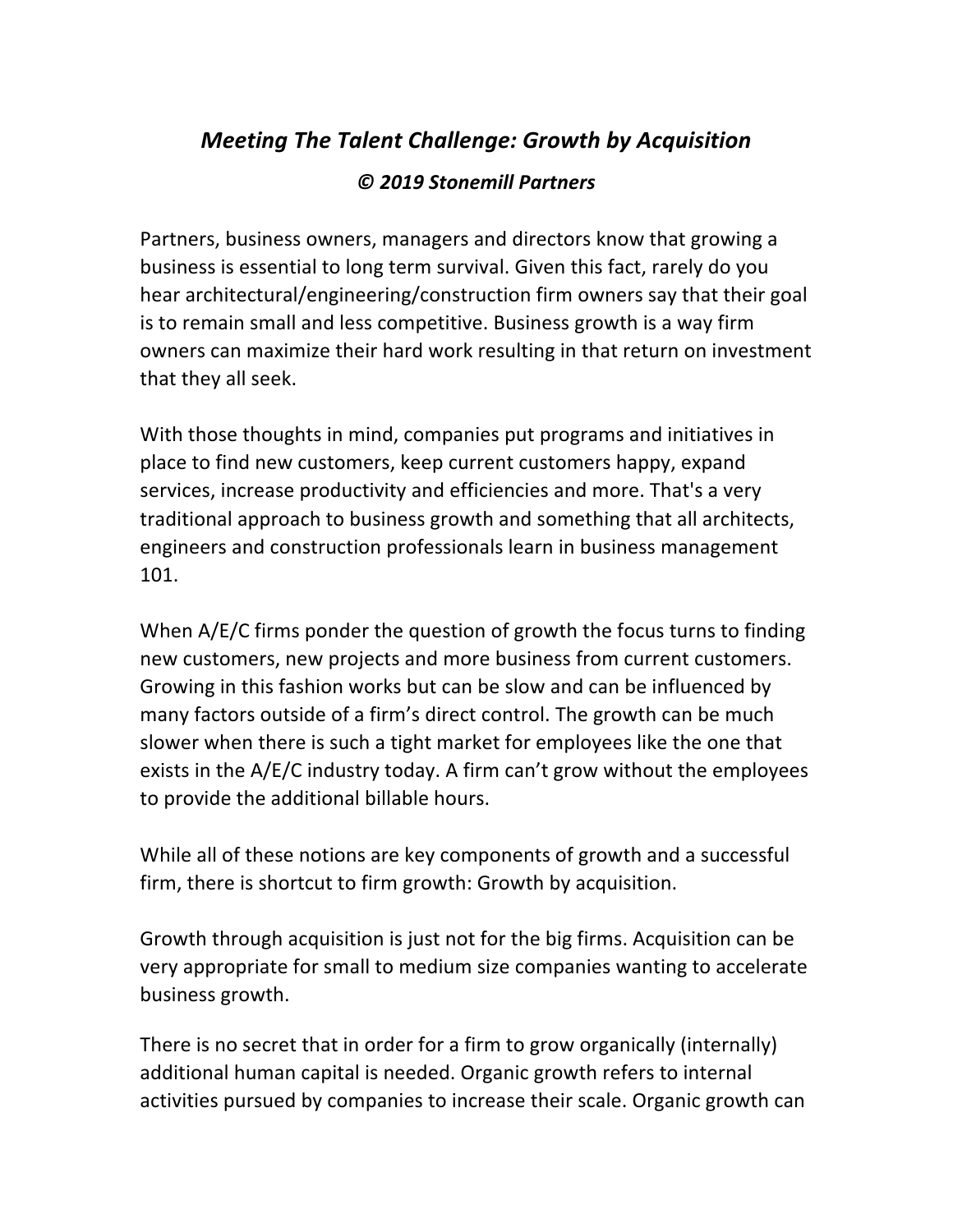# *Meeting The Talent Challenge: Growth by Acquisition*

***© 2019 Stonemill Partners***

Partners, business owners, managers and directors know that growing a business is essential to long term survival. Given this fact, rarely do you hear architectural/engineering/construction firm owners say that their goal is to remain small and less competitive. Business growth is a way firm owners can maximize their hard work resulting in that return on investment that they all seek.

With those thoughts in mind, companies put programs and initiatives in place to find new customers, keep current customers happy, expand services, increase productivity and efficiencies and more. That's a very traditional approach to business growth and something that all architects, engineers and construction professionals learn in business management 101.

When A/E/C firms ponder the question of growth the focus turns to finding new customers, new projects and more business from current customers. Growing in this fashion works but can be slow and can be influenced by many factors outside of a firm's direct control. The growth can be much slower when there is such a tight market for employees like the one that exists in the A/E/C industry today. A firm can't grow without the employees to provide the additional billable hours.

While all of these notions are key components of growth and a successful firm, there is shortcut to firm growth: Growth by acquisition.

Growth through acquisition is just not for the big firms. Acquisition can be very appropriate for small to medium size companies wanting to accelerate business growth.

There is no secret that in order for a firm to grow organically (internally) additional human capital is needed. Organic growth refers to internal activities pursued by companies to increase their scale. Organic growth can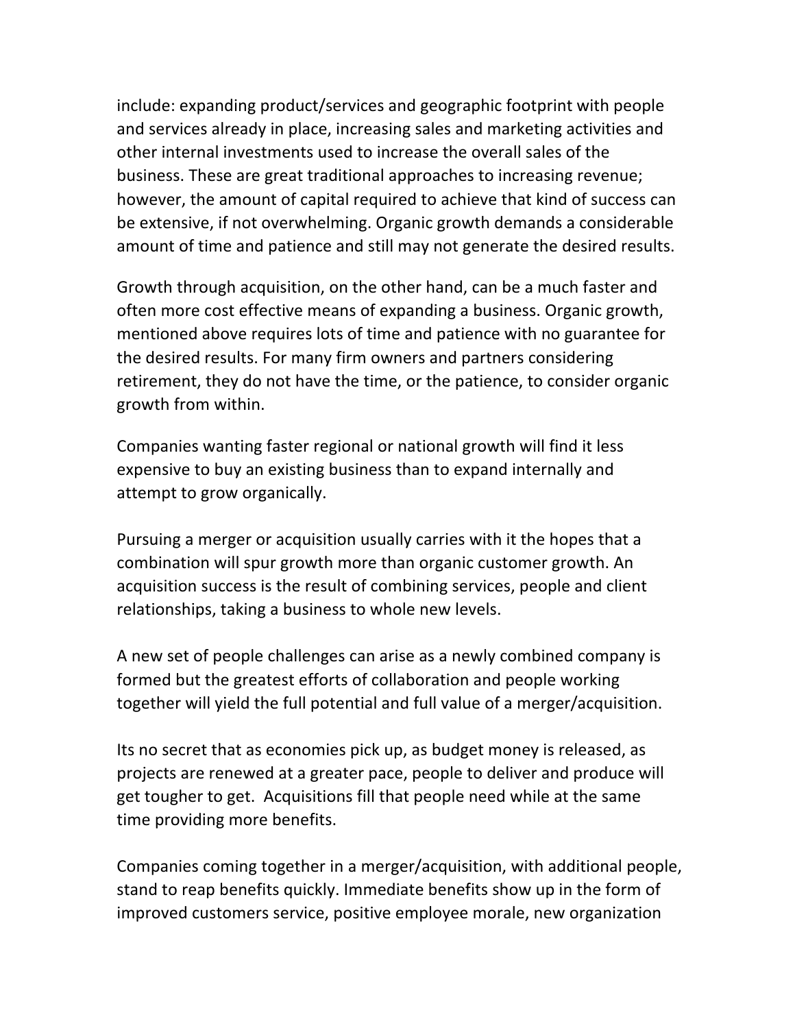include: expanding product/services and geographic footprint with people and services already in place, increasing sales and marketing activities and other internal investments used to increase the overall sales of the business. These are great traditional approaches to increasing revenue; however, the amount of capital required to achieve that kind of success can be extensive, if not overwhelming. Organic growth demands a considerable amount of time and patience and still may not generate the desired results.

Growth through acquisition, on the other hand, can be a much faster and often more cost effective means of expanding a business. Organic growth, mentioned above requires lots of time and patience with no guarantee for the desired results. For many firm owners and partners considering retirement, they do not have the time, or the patience, to consider organic growth from within.

Companies wanting faster regional or national growth will find it less expensive to buy an existing business than to expand internally and attempt to grow organically.

Pursuing a merger or acquisition usually carries with it the hopes that a combination will spur growth more than organic customer growth. An acquisition success is the result of combining services, people and client relationships, taking a business to whole new levels.

A new set of people challenges can arise as a newly combined company is formed but the greatest efforts of collaboration and people working together will yield the full potential and full value of a merger/acquisition.

Its no secret that as economies pick up, as budget money is released, as projects are renewed at a greater pace, people to deliver and produce will get tougher to get. Acquisitions fill that people need while at the same time providing more benefits.

Companies coming together in a merger/acquisition, with additional people, stand to reap benefits quickly. Immediate benefits show up in the form of improved customers service, positive employee morale, new organization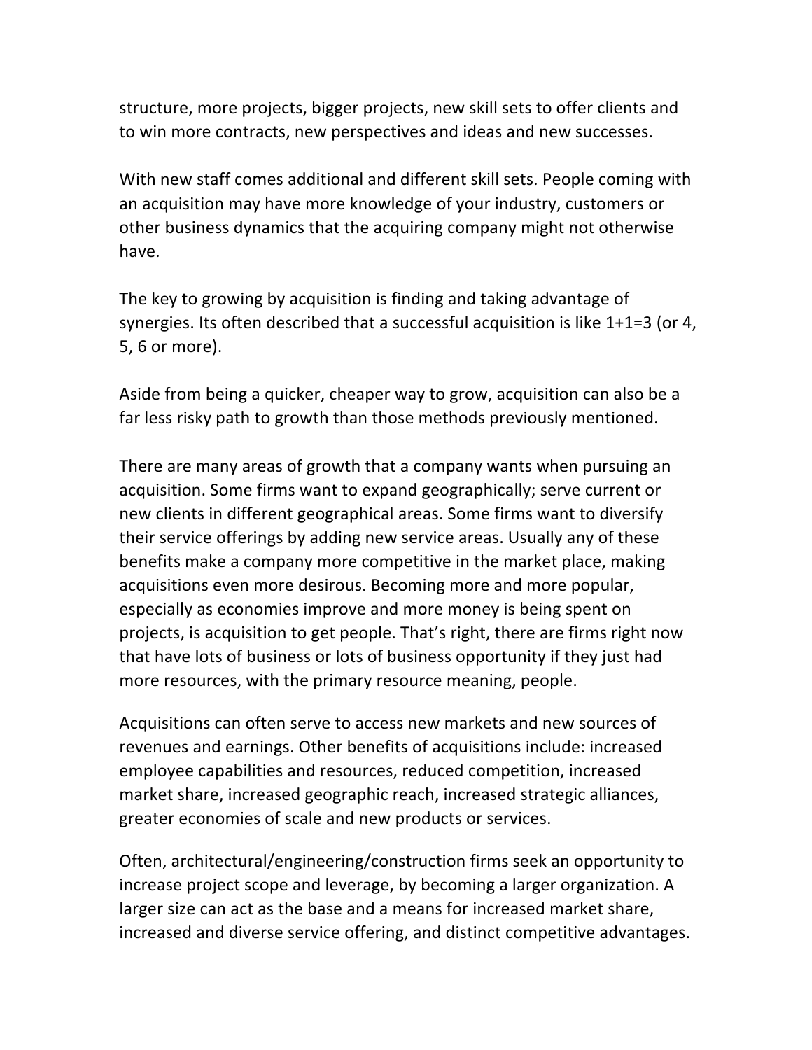structure, more projects, bigger projects, new skill sets to offer clients and to win more contracts, new perspectives and ideas and new successes.

With new staff comes additional and different skill sets. People coming with an acquisition may have more knowledge of your industry, customers or other business dynamics that the acquiring company might not otherwise have.

The key to growing by acquisition is finding and taking advantage of synergies. Its often described that a successful acquisition is like 1+1=3 (or 4, 5, 6 or more).

Aside from being a quicker, cheaper way to grow, acquisition can also be a far less risky path to growth than those methods previously mentioned.

There are many areas of growth that a company wants when pursuing an acquisition. Some firms want to expand geographically; serve current or new clients in different geographical areas. Some firms want to diversify their service offerings by adding new service areas. Usually any of these benefits make a company more competitive in the market place, making acquisitions even more desirous. Becoming more and more popular, especially as economies improve and more money is being spent on projects, is acquisition to get people. That's right, there are firms right now that have lots of business or lots of business opportunity if they just had more resources, with the primary resource meaning, people.

Acquisitions can often serve to access new markets and new sources of revenues and earnings. Other benefits of acquisitions include: increased employee capabilities and resources, reduced competition, increased market share, increased geographic reach, increased strategic alliances, greater economies of scale and new products or services.

Often, architectural/engineering/construction firms seek an opportunity to increase project scope and leverage, by becoming a larger organization. A larger size can act as the base and a means for increased market share, increased and diverse service offering, and distinct competitive advantages.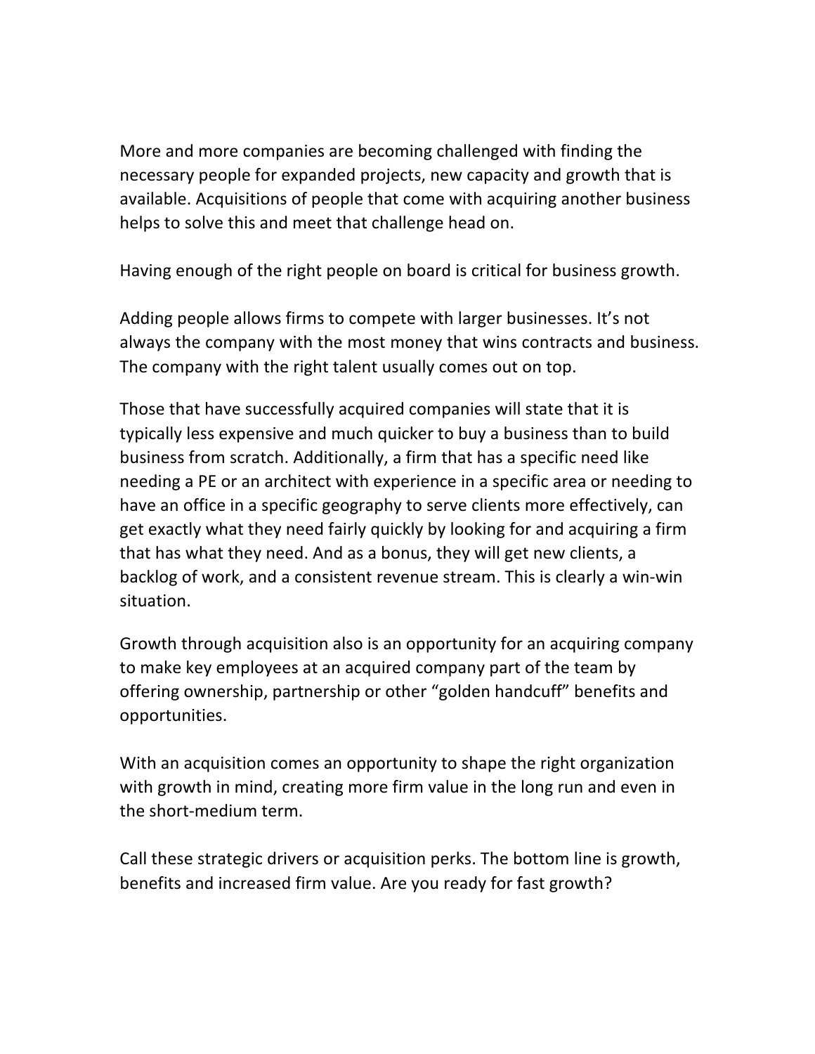More and more companies are becoming challenged with finding the necessary people for expanded projects, new capacity and growth that is available. Acquisitions of people that come with acquiring another business helps to solve this and meet that challenge head on.

Having enough of the right people on board is critical for business growth.

Adding people allows firms to compete with larger businesses. It's not always the company with the most money that wins contracts and business. The company with the right talent usually comes out on top.

Those that have successfully acquired companies will state that it is typically less expensive and much quicker to buy a business than to build business from scratch. Additionally, a firm that has a specific need like needing a PE or an architect with experience in a specific area or needing to have an office in a specific geography to serve clients more effectively, can get exactly what they need fairly quickly by looking for and acquiring a firm that has what they need. And as a bonus, they will get new clients, a backlog of work, and a consistent revenue stream. This is clearly a win-win situation.

Growth through acquisition also is an opportunity for an acquiring company to make key employees at an acquired company part of the team by offering ownership, partnership or other "golden handcuff" benefits and opportunities.

With an acquisition comes an opportunity to shape the right organization with growth in mind, creating more firm value in the long run and even in the short-medium term.

Call these strategic drivers or acquisition perks. The bottom line is growth, benefits and increased firm value. Are you ready for fast growth?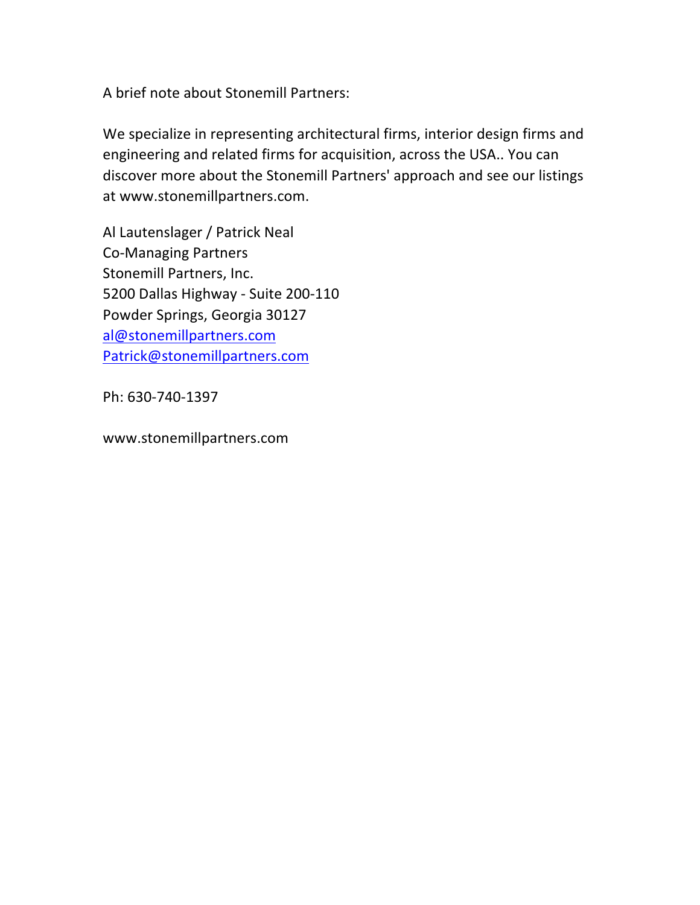A brief note about Stonemill Partners:

We specialize in representing architectural firms, interior design firms and engineering and related firms for acquisition, across the USA.. You can discover more about the Stonemill Partners' approach and see our listings at www.stonemillpartners.com.

Al Lautenslager / Patrick Neal  
Co-Managing Partners  
Stonemill Partners, Inc.  
5200 Dallas Highway - Suite 200-110  
Powder Springs, Georgia 30127  
al@stonemillpartners.com  
Patrick@stonemillpartners.com

Ph: 630-740-1397

www.stonemillpartners.com